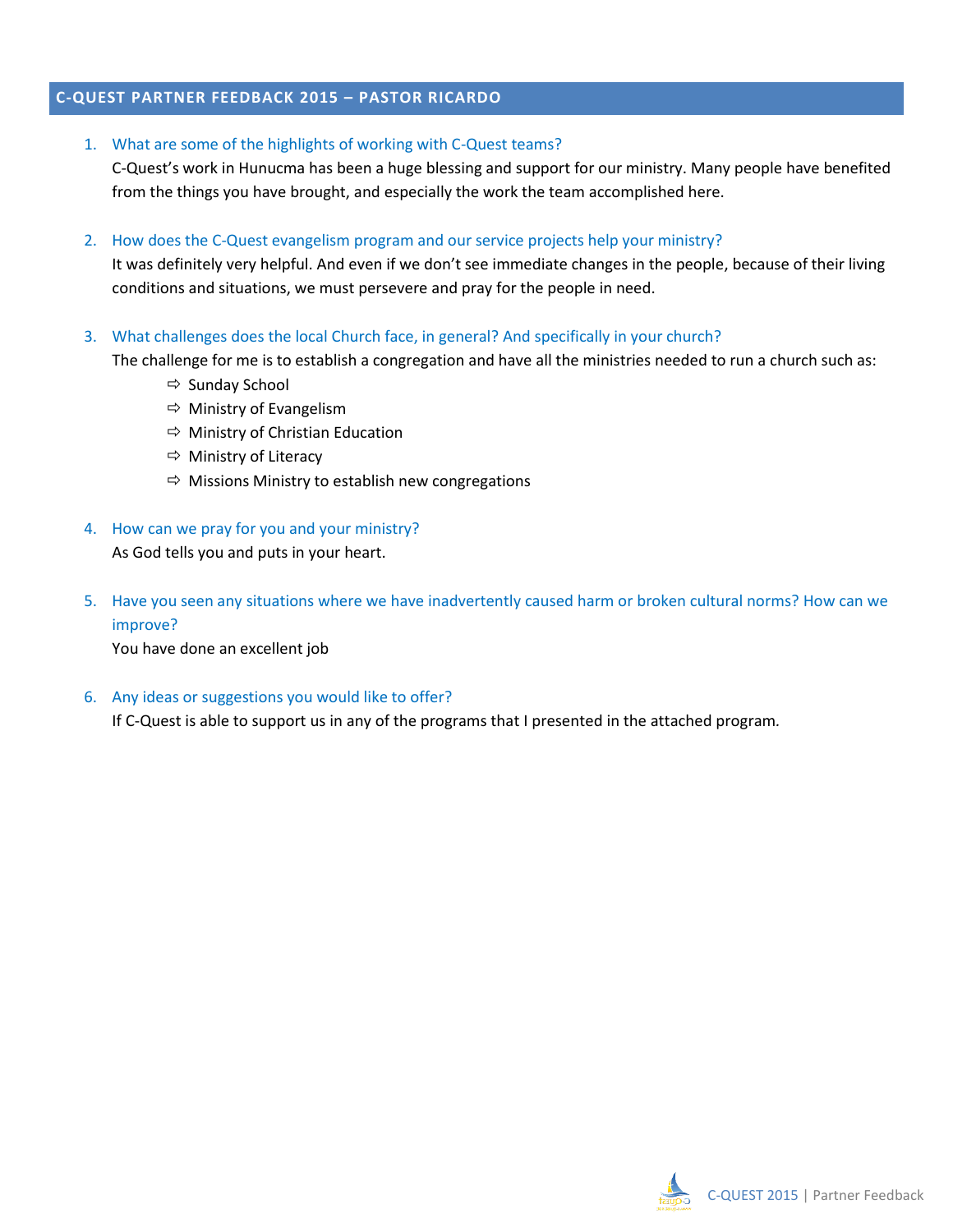## C-QUEST PARTNER FEEDBACK 2015 – PASTOR RICARDO

1. What are some of the highlights of working with C-Quest teams?

   C-Quest's work in Hunucma has been a huge blessing and support for our ministry. Many people have benefited from the things you have brought, and especially the work the team accomplished here.

2. How does the C-Quest evangelism program and our service projects help your ministry?

   It was definitely very helpful. And even if we don't see immediate changes in the people, because of their living conditions and situations, we must persevere and pray for the people in need.

3. What challenges does the local Church face, in general? And specifically in your church?

   The challenge for me is to establish a congregation and have all the ministries needed to run a church such as:

   - Sunday School
   - Ministry of Evangelism
   - Ministry of Christian Education
   - Ministry of Literacy
   - Missions Ministry to establish new congregations

4. How can we pray for you and your ministry?

   As God tells you and puts in your heart.

5. Have you seen any situations where we have inadvertently caused harm or broken cultural norms? How can we improve?

   You have done an excellent job

6. Any ideas or suggestions you would like to offer?

   If C-Quest is able to support us in any of the programs that I presented in the attached program.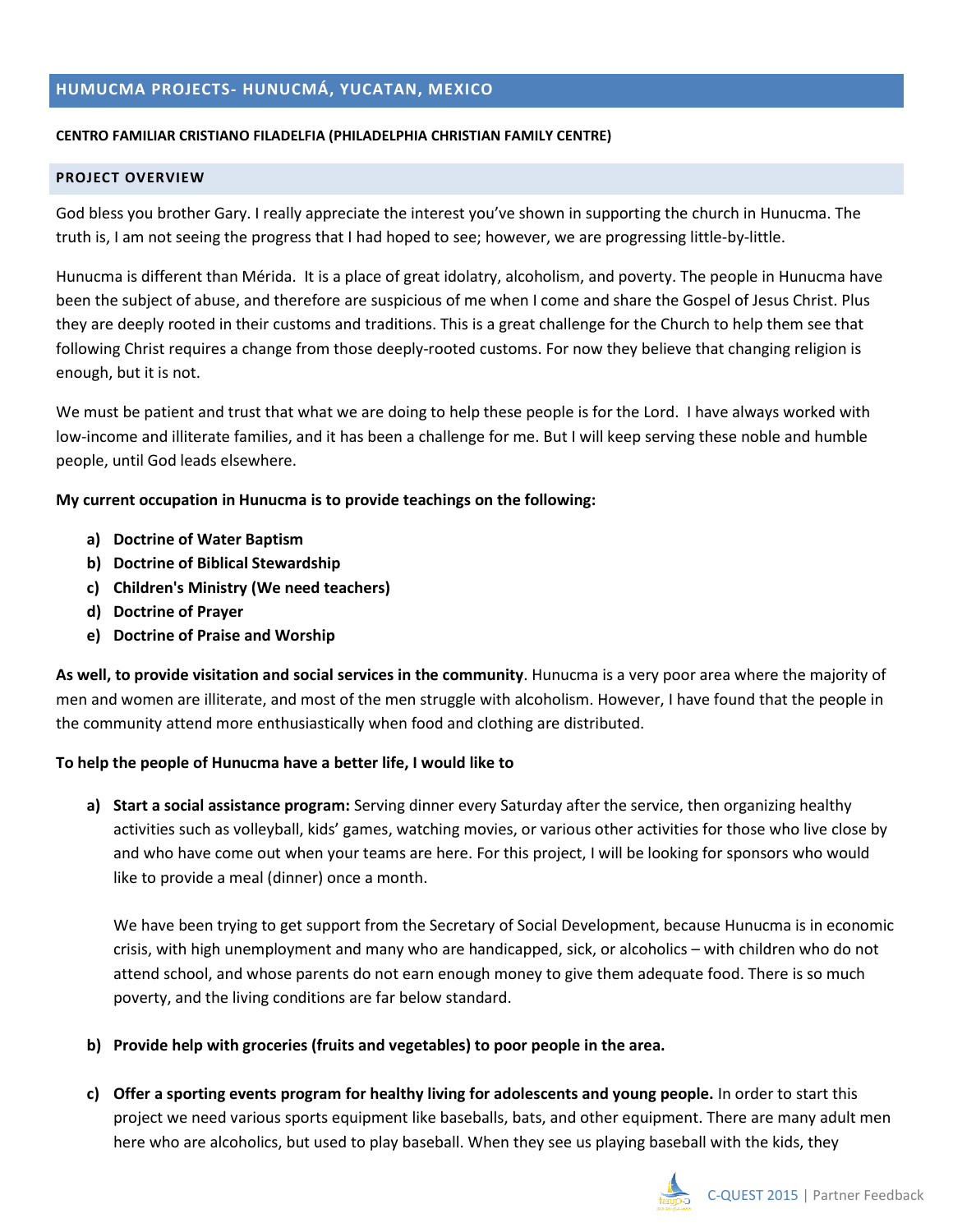## HUMUCMA PROJECTS- HUNUCMÁ, YUCATAN, MEXICO

**CENTRO FAMILIAR CRISTIANO FILADELFIA (PHILADELPHIA CHRISTIAN FAMILY CENTRE)**

### PROJECT OVERVIEW

God bless you brother Gary. I really appreciate the interest you've shown in supporting the church in Hunucma. The truth is, I am not seeing the progress that I had hoped to see; however, we are progressing little-by-little.

Hunucma is different than Mérida. It is a place of great idolatry, alcoholism, and poverty. The people in Hunucma have been the subject of abuse, and therefore are suspicious of me when I come and share the Gospel of Jesus Christ. Plus they are deeply rooted in their customs and traditions. This is a great challenge for the Church to help them see that following Christ requires a change from those deeply-rooted customs. For now they believe that changing religion is enough, but it is not.

We must be patient and trust that what we are doing to help these people is for the Lord. I have always worked with low-income and illiterate families, and it has been a challenge for me. But I will keep serving these noble and humble people, until God leads elsewhere.

**My current occupation in Hunucma is to provide teachings on the following:**

- **a) Doctrine of Water Baptism**
- **b) Doctrine of Biblical Stewardship**
- **c) Children's Ministry (We need teachers)**
- **d) Doctrine of Prayer**
- **e) Doctrine of Praise and Worship**

**As well, to provide visitation and social services in the community**. Hunucma is a very poor area where the majority of men and women are illiterate, and most of the men struggle with alcoholism. However, I have found that the people in the community attend more enthusiastically when food and clothing are distributed.

**To help the people of Hunucma have a better life, I would like to**

- **a) Start a social assistance program:** Serving dinner every Saturday after the service, then organizing healthy activities such as volleyball, kids' games, watching movies, or various other activities for those who live close by and who have come out when your teams are here. For this project, I will be looking for sponsors who would like to provide a meal (dinner) once a month.

  We have been trying to get support from the Secretary of Social Development, because Hunucma is in economic crisis, with high unemployment and many who are handicapped, sick, or alcoholics – with children who do not attend school, and whose parents do not earn enough money to give them adequate food. There is so much poverty, and the living conditions are far below standard.

- **b) Provide help with groceries (fruits and vegetables) to poor people in the area.**

- **c) Offer a sporting events program for healthy living for adolescents and young people.** In order to start this project we need various sports equipment like baseballs, bats, and other equipment. There are many adult men here who are alcoholics, but used to play baseball. When they see us playing baseball with the kids, they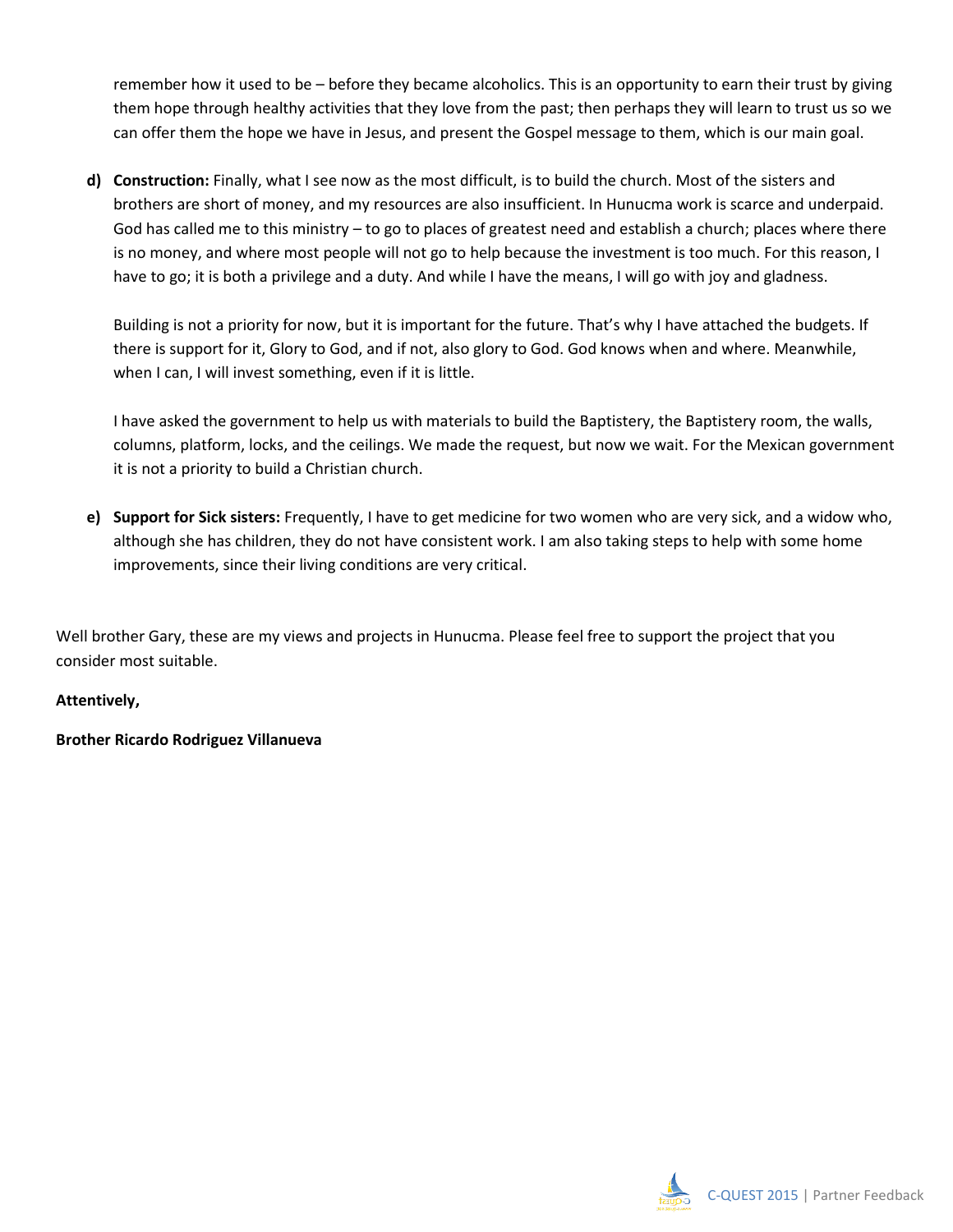remember how it used to be – before they became alcoholics. This is an opportunity to earn their trust by giving them hope through healthy activities that they love from the past; then perhaps they will learn to trust us so we can offer them the hope we have in Jesus, and present the Gospel message to them, which is our main goal.

d) **Construction:** Finally, what I see now as the most difficult, is to build the church. Most of the sisters and brothers are short of money, and my resources are also insufficient. In Hunucma work is scarce and underpaid. God has called me to this ministry – to go to places of greatest need and establish a church; places where there is no money, and where most people will not go to help because the investment is too much. For this reason, I have to go; it is both a privilege and a duty. And while I have the means, I will go with joy and gladness.

   Building is not a priority for now, but it is important for the future. That's why I have attached the budgets. If there is support for it, Glory to God, and if not, also glory to God. God knows when and where. Meanwhile, when I can, I will invest something, even if it is little.

   I have asked the government to help us with materials to build the Baptistery, the Baptistery room, the walls, columns, platform, locks, and the ceilings. We made the request, but now we wait. For the Mexican government it is not a priority to build a Christian church.

e) **Support for Sick sisters:** Frequently, I have to get medicine for two women who are very sick, and a widow who, although she has children, they do not have consistent work. I am also taking steps to help with some home improvements, since their living conditions are very critical.

Well brother Gary, these are my views and projects in Hunucma. Please feel free to support the project that you consider most suitable.

**Attentively,**

**Brother Ricardo Rodriguez Villanueva**